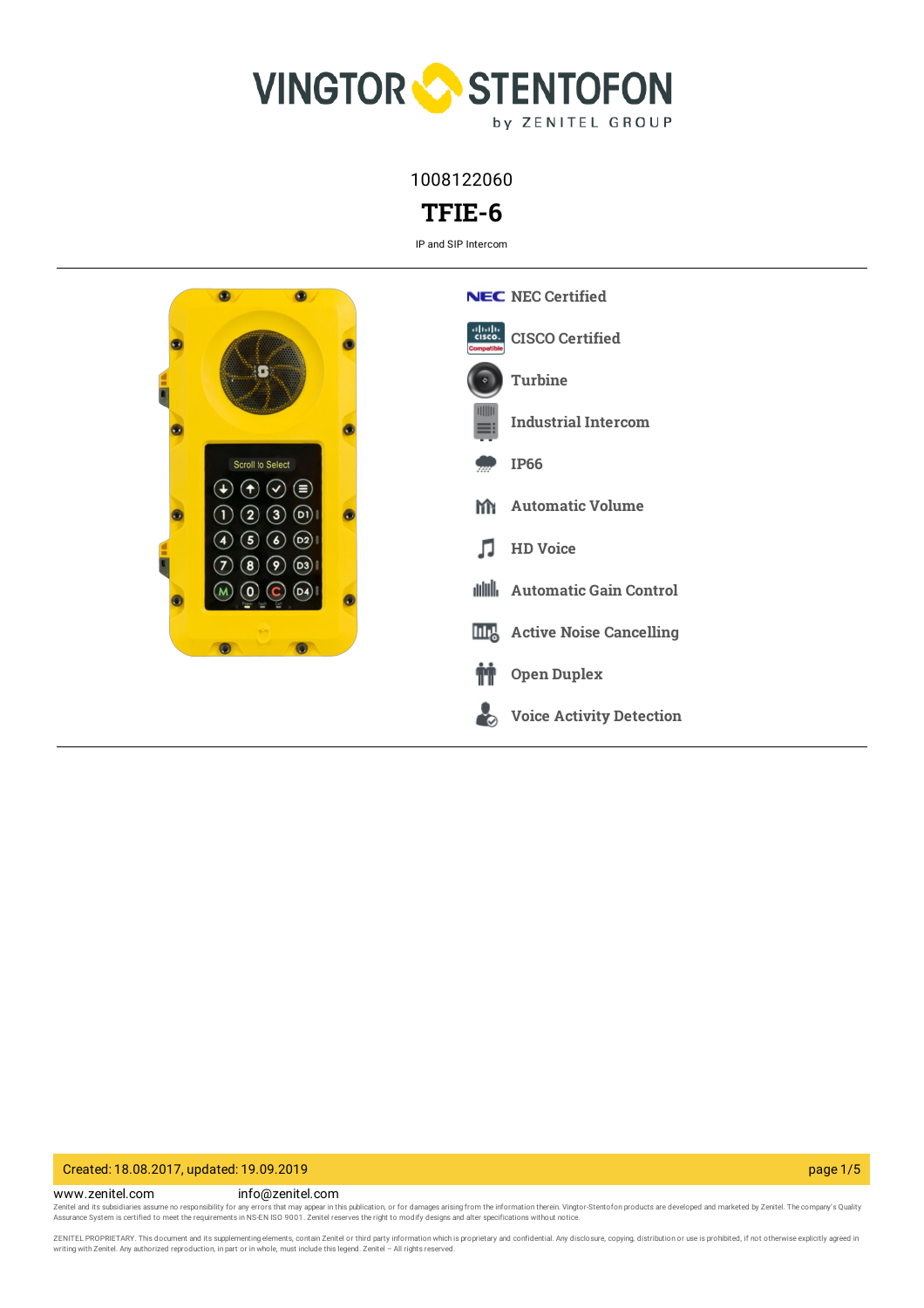VINGTOR STENTOFON

by ZENITEL GROUP

1008122060

# TFIE-6

IP and SIP Intercom

- NEC Certified
- CISCO Certified
- Turbine
- Industrial Intercom
- IP66
- Automatic Volume
- HD Voice
- Automatic Gain Control
- Active Noise Cancelling
- Open Duplex
- Voice Activity Detection

Created: 18.08.2017, updated: 19.09.2019

www.zenitel.com info@zenitel.com

Zenitel and its subsidiaries assume no responsibility for any errors that may appear in this publication, or for damages arising from the information therein. Vingtor-Stentofon products are developed and marketed by Zenitel. The company's Quality Assurance System is certified to meet the requirements in NS-EN ISO 9001. Zenitel reserves the right to modify designs and alter specifications without notice.

ZENITEL PROPRIETARY. This document and its supplementing elements, contain Zenitel or third party information which is proprietary and confidential. Any disclosure, copying, distribution or use is prohibited, if not otherwise explicitly agreed in writing with Zenitel. Any authorized reproduction, in part or in whole, must include this legend. Zenitel – All rights reserved.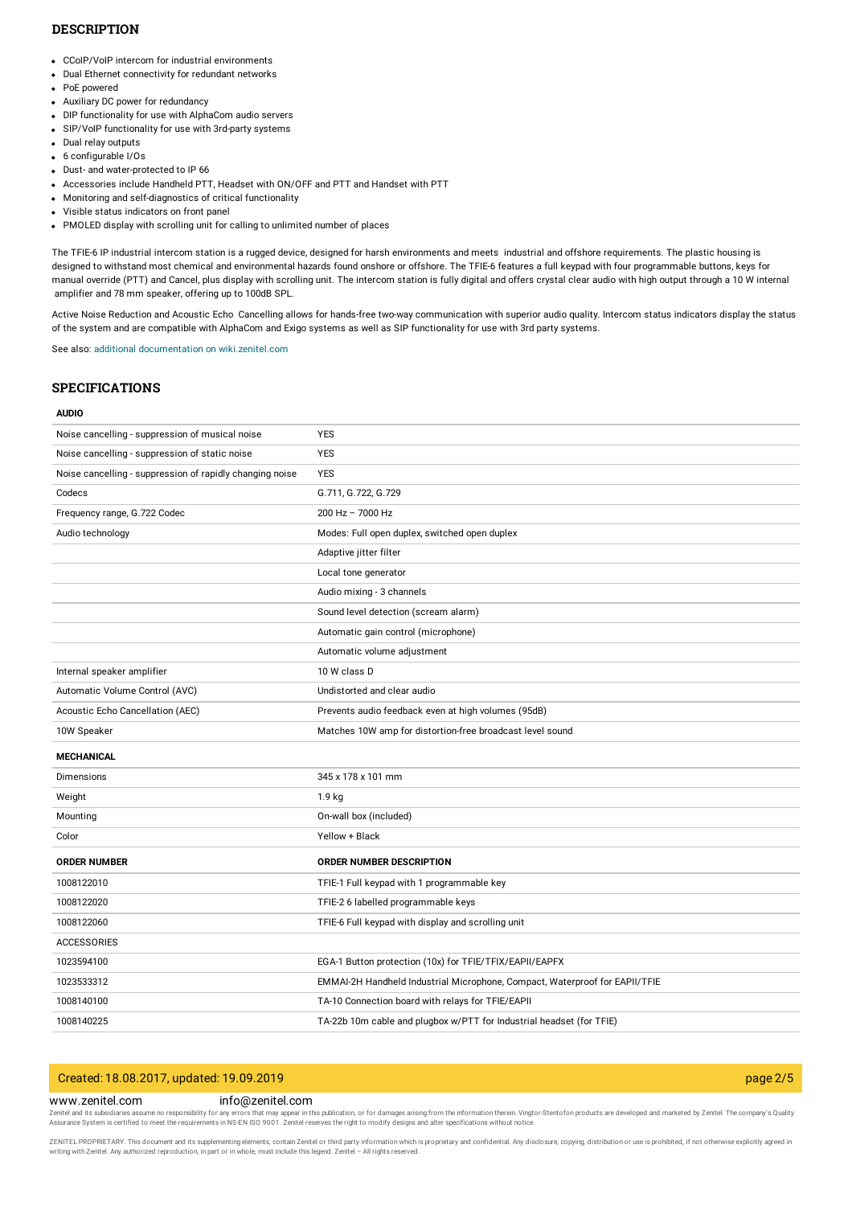## DESCRIPTION

- CCoIP/VoIP intercom for industrial environments
- Dual Ethernet connectivity for redundant networks
- PoE powered
- Auxiliary DC power for redundancy
- DIP functionality for use with AlphaCom audio servers
- SIP/VoIP functionality for use with 3rd-party systems
- Dual relay outputs
- 6 configurable I/Os
- Dust- and water-protected to IP 66
- Accessories include Handheld PTT, Headset with ON/OFF and PTT and Handset with PTT
- Monitoring and self-diagnostics of critical functionality
- Visible status indicators on front panel
- PMOLED display with scrolling unit for calling to unlimited number of places

The TFIE-6 IP industrial intercom station is a rugged device, designed for harsh environments and meets industrial and offshore requirements. The plastic housing is designed to withstand most chemical and environmental hazards found onshore or offshore. The TFIE-6 features a full keypad with four programmable buttons, keys for manual override (PTT) and Cancel, plus display with scrolling unit. The intercom station is fully digital and offers crystal clear audio with high output through a 10 W internal amplifier and 78 mm speaker, offering up to 100dB SPL.

Active Noise Reduction and Acoustic Echo Cancelling allows for hands-free two-way communication with superior audio quality. Intercom status indicators display the status of the system and are compatible with AlphaCom and Exigo systems as well as SIP functionality for use with 3rd party systems.

See also: additional documentation on wiki.zenitel.com

## SPECIFICATIONS

| **AUDIO** | |
|---|---|
| Noise cancelling - suppression of musical noise | YES |
| Noise cancelling - suppression of static noise | YES |
| Noise cancelling - suppression of rapidly changing noise | YES |
| Codecs | G.711, G.722, G.729 |
| Frequency range, G.722 Codec | 200 Hz – 7000 Hz |
| Audio technology | Modes: Full open duplex, switched open duplex |
| | Adaptive jitter filter |
| | Local tone generator |
| | Audio mixing - 3 channels |
| | Sound level detection (scream alarm) |
| | Automatic gain control (microphone) |
| | Automatic volume adjustment |
| Internal speaker amplifier | 10 W class D |
| Automatic Volume Control (AVC) | Undistorted and clear audio |
| Acoustic Echo Cancellation (AEC) | Prevents audio feedback even at high volumes (95dB) |
| 10W Speaker | Matches 10W amp for distortion-free broadcast level sound |
| **MECHANICAL** | |
| Dimensions | 345 x 178 x 101 mm |
| Weight | 1.9 kg |
| Mounting | On-wall box (included) |
| Color | Yellow + Black |

| **ORDER NUMBER** | **ORDER NUMBER DESCRIPTION** |
|---|---|
| 1008122010 | TFIE-1 Full keypad with 1 programmable key |
| 1008122020 | TFIE-2 6 labelled programmable keys |
| 1008122060 | TFIE-6 Full keypad with display and scrolling unit |
| ACCESSORIES | |
| 1023594100 | EGA-1 Button protection (10x) for TFIE/TFIX/EAPII/EAPFX |
| 1023533312 | EMMAI-2H Handheld Industrial Microphone, Compact, Waterproof for EAPII/TFIE |
| 1008140100 | TA-10 Connection board with relays for TFIE/EAPII |
| 1008140225 | TA-22b 10m cable and plugbox w/PTT for Industrial headset (for TFIE) |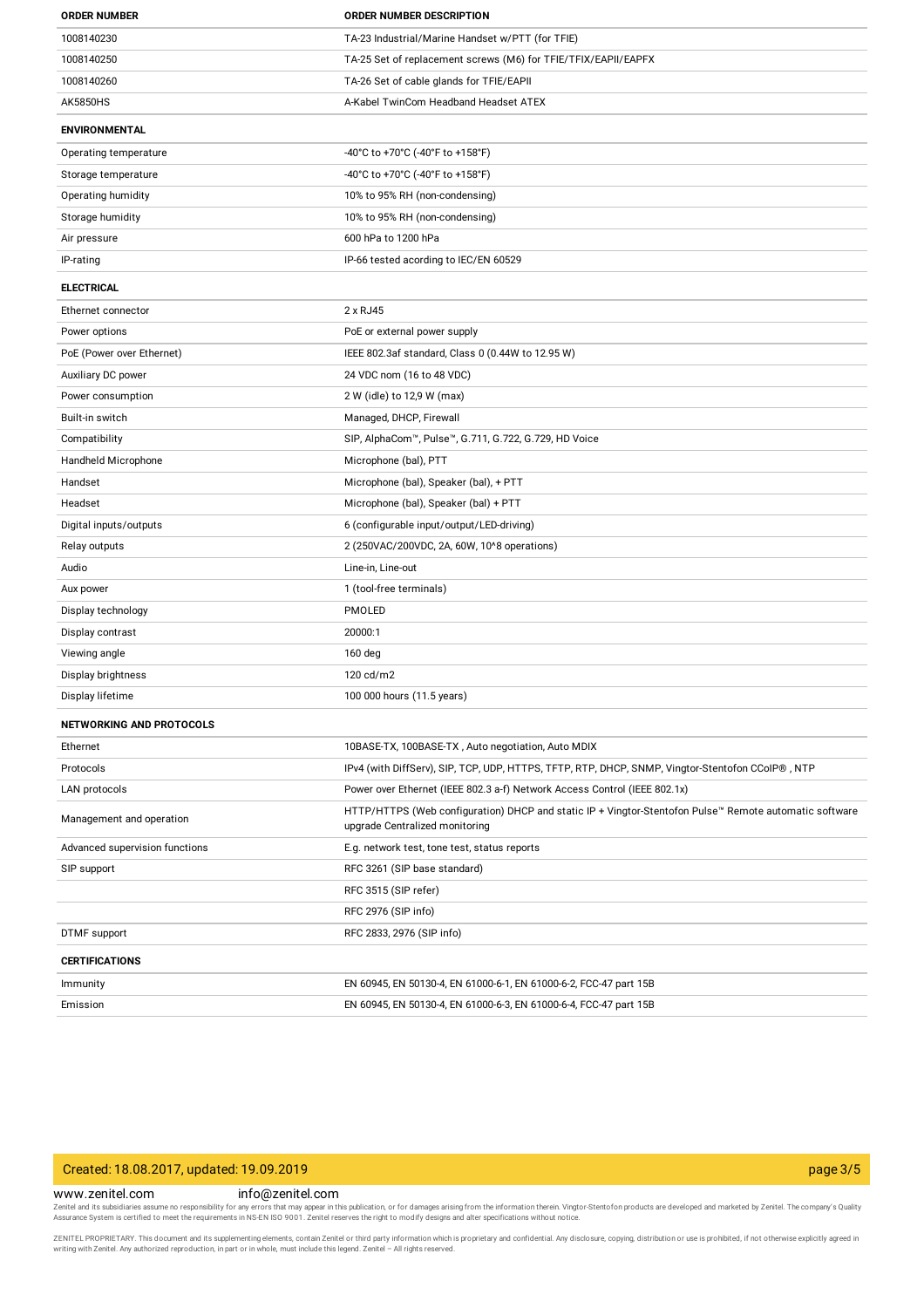| ORDER NUMBER | ORDER NUMBER DESCRIPTION |
|---|---|
| 1008140230 | TA-23 Industrial/Marine Handset w/PTT (for TFIE) |
| 1008140250 | TA-25 Set of replacement screws (M6) for TFIE/TFIX/EAPII/EAPFX |
| 1008140260 | TA-26 Set of cable glands for TFIE/EAPII |
| AK5850HS | A-Kabel TwinCom Headband Headset ATEX |

| ENVIRONMENTAL | |
|---|---|
| Operating temperature | -40°C to +70°C (-40°F to +158°F) |
| Storage temperature | -40°C to +70°C (-40°F to +158°F) |
| Operating humidity | 10% to 95% RH (non-condensing) |
| Storage humidity | 10% to 95% RH (non-condensing) |
| Air pressure | 600 hPa to 1200 hPa |
| IP-rating | IP-66 tested acording to IEC/EN 60529 |

| ELECTRICAL | |
|---|---|
| Ethernet connector | 2 x RJ45 |
| Power options | PoE or external power supply |
| PoE (Power over Ethernet) | IEEE 802.3af standard, Class 0 (0.44W to 12.95 W) |
| Auxiliary DC power | 24 VDC nom (16 to 48 VDC) |
| Power consumption | 2 W (idle) to 12,9 W (max) |
| Built-in switch | Managed, DHCP, Firewall |
| Compatibility | SIP, AlphaCom™, Pulse™, G.711, G.722, G.729, HD Voice |
| Handheld Microphone | Microphone (bal), PTT |
| Handset | Microphone (bal), Speaker (bal), + PTT |
| Headset | Microphone (bal), Speaker (bal) + PTT |
| Digital inputs/outputs | 6 (configurable input/output/LED-driving) |
| Relay outputs | 2 (250VAC/200VDC, 2A, 60W, 10^8 operations) |
| Audio | Line-in, Line-out |
| Aux power | 1 (tool-free terminals) |
| Display technology | PMOLED |
| Display contrast | 20000:1 |
| Viewing angle | 160 deg |
| Display brightness | 120 cd/m2 |
| Display lifetime | 100 000 hours (11.5 years) |

| NETWORKING AND PROTOCOLS | |
|---|---|
| Ethernet | 10BASE-TX, 100BASE-TX , Auto negotiation, Auto MDIX |
| Protocols | IPv4 (with DiffServ), SIP, TCP, UDP, HTTPS, TFTP, RTP, DHCP, SNMP, Vingtor-Stentofon CCoIP® , NTP |
| LAN protocols | Power over Ethernet (IEEE 802.3 a-f) Network Access Control (IEEE 802.1x) |
| Management and operation | HTTP/HTTPS (Web configuration) DHCP and static IP + Vingtor-Stentofon Pulse™ Remote automatic software upgrade Centralized monitoring |
| Advanced supervision functions | E.g. network test, tone test, status reports |
| SIP support | RFC 3261 (SIP base standard) |
| | RFC 3515 (SIP refer) |
| | RFC 2976 (SIP info) |
| DTMF support | RFC 2833, 2976 (SIP info) |

| CERTIFICATIONS | |
|---|---|
| Immunity | EN 60945, EN 50130-4, EN 61000-6-1, EN 61000-6-2, FCC-47 part 15B |
| Emission | EN 60945, EN 50130-4, EN 61000-6-3, EN 61000-6-4, FCC-47 part 15B |

Created: 18.08.2017, updated: 19.09.2019

www.zenitel.com info@zenitel.com

Zenitel and its subsidiaries assume no responsibility for any errors that may appear in this publication, or for damages arising from the information therein. Vingtor-Stentofon products are developed and marketed by Zenitel. The company's Quality Assurance System is certified to meet the requirements in NS-EN ISO 9001. Zenitel reserves the right to modify designs and alter specifications without notice.

ZENITEL PROPRIETARY. This document and its supplementing elements, contain Zenitel or third party information which is proprietary and confidential. Any disclosure, copying, distribution or use is prohibited, if not otherwise explicitly agreed in writing with Zenitel. Any authorized reproduction, in part or in whole, must include this legend. Zenitel – All rights reserved.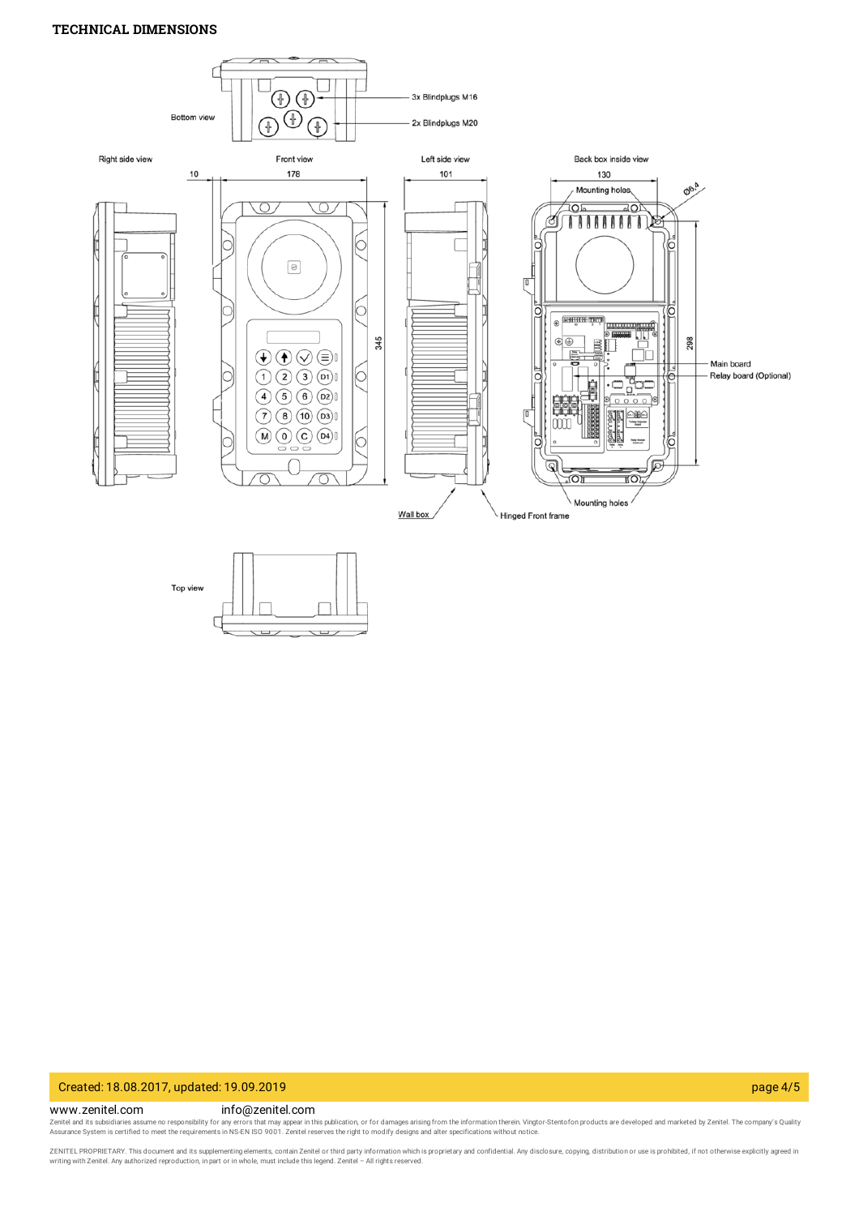# TECHNICAL DIMENSIONS

Bottom view

3x Blindplugs M16

2x Blindplugs M20

Right side view

Front view

Left side view

Back box inside view

10

178

101

130

Mounting holes

Ø6,4

345

298

Main board

Relay board (Optional)

Wall box

Hinged Front frame

Mounting holes

Top view

Created: 18.08.2017, updated: 19.09.2019

www.zenitel.com info@zenitel.com

Zenitel and its subsidiaries assume no responsibility for any errors that may appear in this publication, or for damages arising from the information therein. Vingtor-Stentofon products are developed and marketed by Zenitel. The company's Quality Assurance System is certified to meet the requirements in NS-EN ISO 9001. Zenitel reserves the right to modify designs and alter specifications without notice.

ZENITEL PROPRIETARY. This document and its supplementing elements, contain Zenitel or third party information which is proprietary and confidential. Any disclosure, copying, distribution or use is prohibited, if not otherwise explicitly agreed in writing with Zenitel. Any authorized reproduction, in part or in whole, must include this legend. Zenitel – All rights reserved.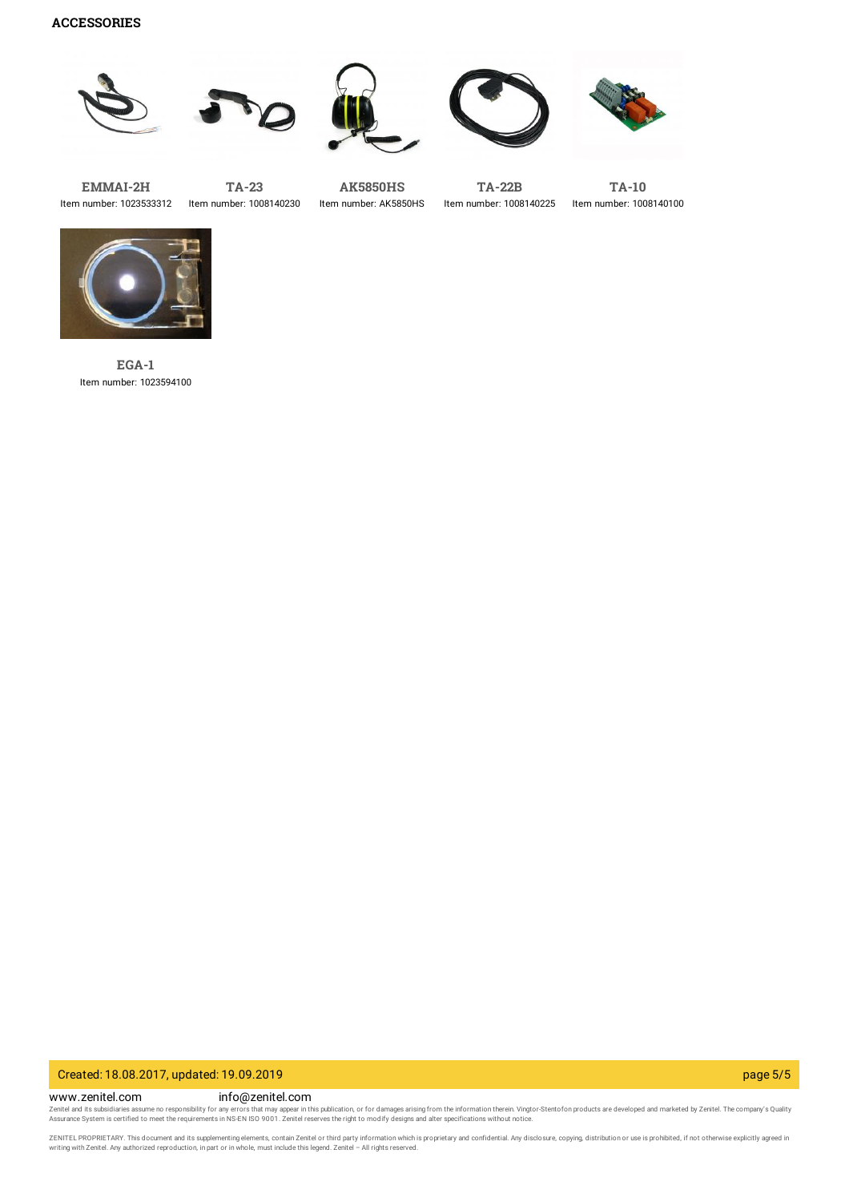## ACCESSORIES

**EMMAI-2H**
Item number: 1023533312

**TA-23**
Item number: 1008140230

**AK5850HS**
Item number: AK5850HS

**TA-22B**
Item number: 1008140225

**TA-10**
Item number: 1008140100

**EGA-1**
Item number: 1023594100

Created: 18.08.2017, updated: 19.09.2019

www.zenitel.com info@zenitel.com

Zenitel and its subsidiaries assume no responsibility for any errors that may appear in this publication, or for damages arising from the information therein. Vingtor-Stentofon products are developed and marketed by Zenitel. The company's Quality Assurance System is certified to meet the requirements in NS-EN ISO 9001. Zenitel reserves the right to modify designs and alter specifications without notice.

ZENITEL PROPRIETARY. This document and its supplementing elements, contain Zenitel or third party information which is proprietary and confidential. Any disclosure, copying, distribution or use is prohibited, if not otherwise explicitly agreed in writing with Zenitel. Any authorized reproduction, in part or in whole, must include this legend. Zenitel – All rights reserved.